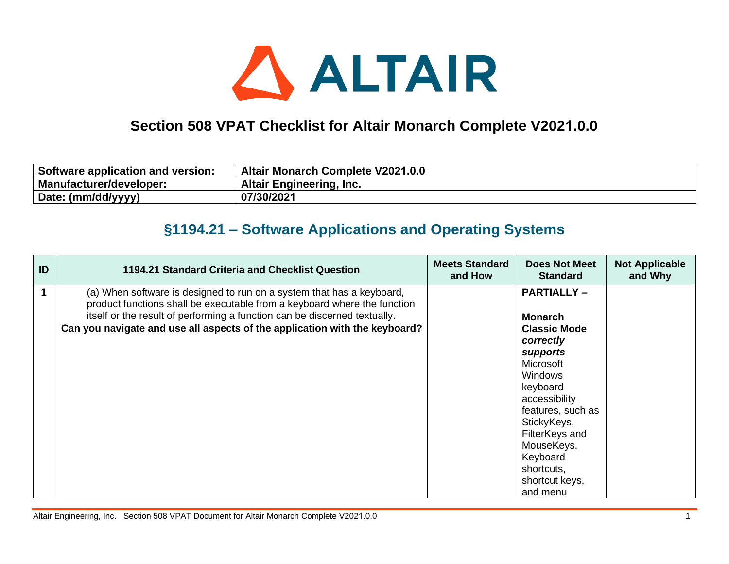# Section 508 VPAT Checklist for Altair Monarch Complete V2021.0.0

| Software application and version: | Altair Monarch Complete V2021.0.0 |
|---|---|
| Manufacturer/developer: | Altair Engineering, Inc. |
| Date: (mm/dd/yyyy) | 07/30/2021 |

## §1194.21 – Software Applications and Operating Systems

| ID | 1194.21 Standard Criteria and Checklist Question | Meets Standard and How | Does Not Meet Standard | Not Applicable and Why |
|---|---|---|---|---|
| 1 | (a) When software is designed to run on a system that has a keyboard, product functions shall be executable from a keyboard where the function itself or the result of performing a function can be discerned textually. **Can you navigate and use all aspects of the application with the keyboard?** | | **PARTIALLY –** **Monarch Classic Mode** ***correctly supports*** Microsoft Windows keyboard accessibility features, such as StickyKeys, FilterKeys and MouseKeys. Keyboard shortcuts, shortcut keys, and menu | |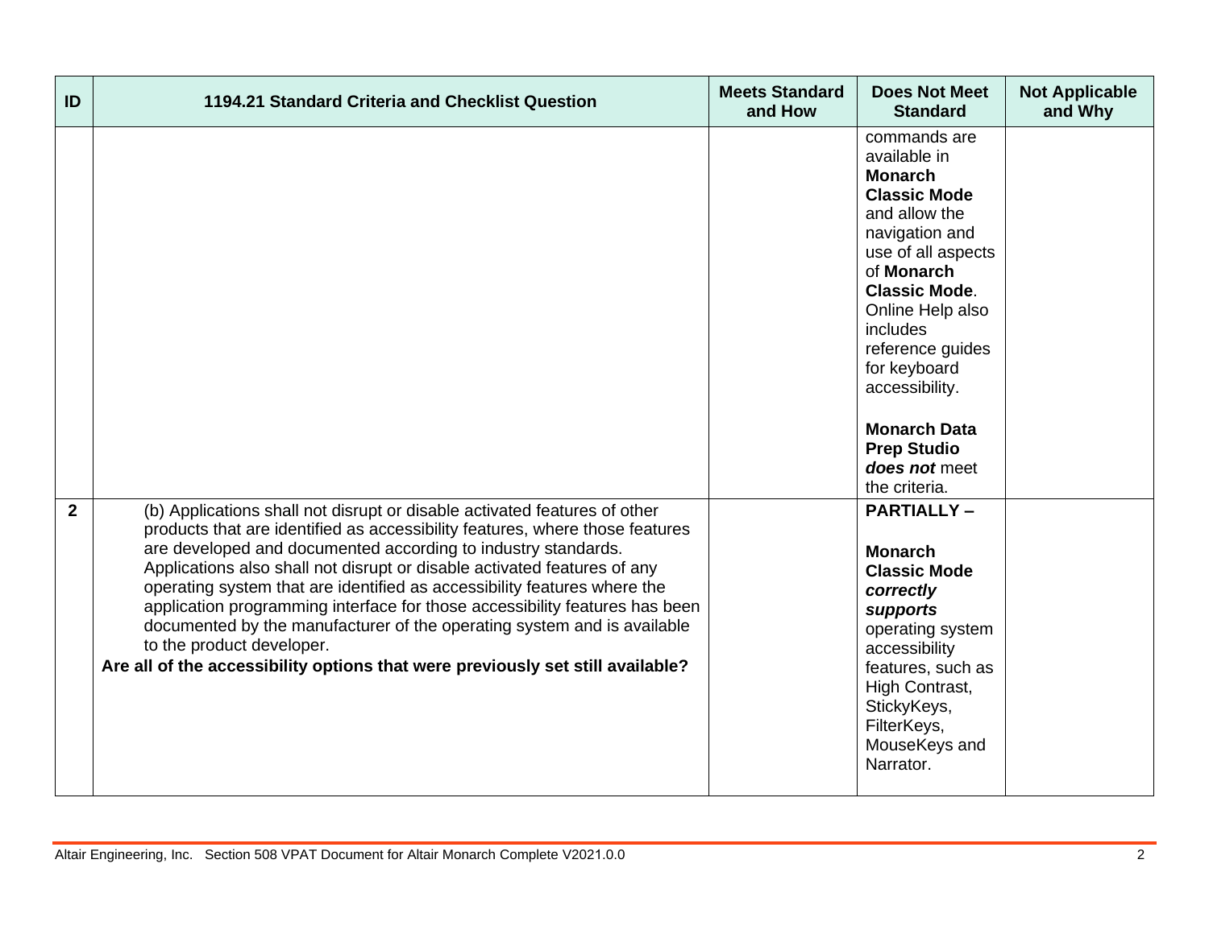| ID | 1194.21 Standard Criteria and Checklist Question | Meets Standard and How | Does Not Meet Standard | Not Applicable and Why |
|---|---|---|---|---|
| | | | commands are available in **Monarch Classic Mode** and allow the navigation and use of all aspects of **Monarch Classic Mode**. Online Help also includes reference guides for keyboard accessibility.<br><br>**Monarch Data Prep Studio** ***does not*** meet the criteria. | |
| **2** | (b) Applications shall not disrupt or disable activated features of other products that are identified as accessibility features, where those features are developed and documented according to industry standards. Applications also shall not disrupt or disable activated features of any operating system that are identified as accessibility features where the application programming interface for those accessibility features has been documented by the manufacturer of the operating system and is available to the product developer.<br>**Are all of the accessibility options that were previously set still available?** | | **PARTIALLY –**<br><br>**Monarch Classic Mode** ***correctly supports*** operating system accessibility features, such as High Contrast, StickyKeys, FilterKeys, MouseKeys and Narrator. | |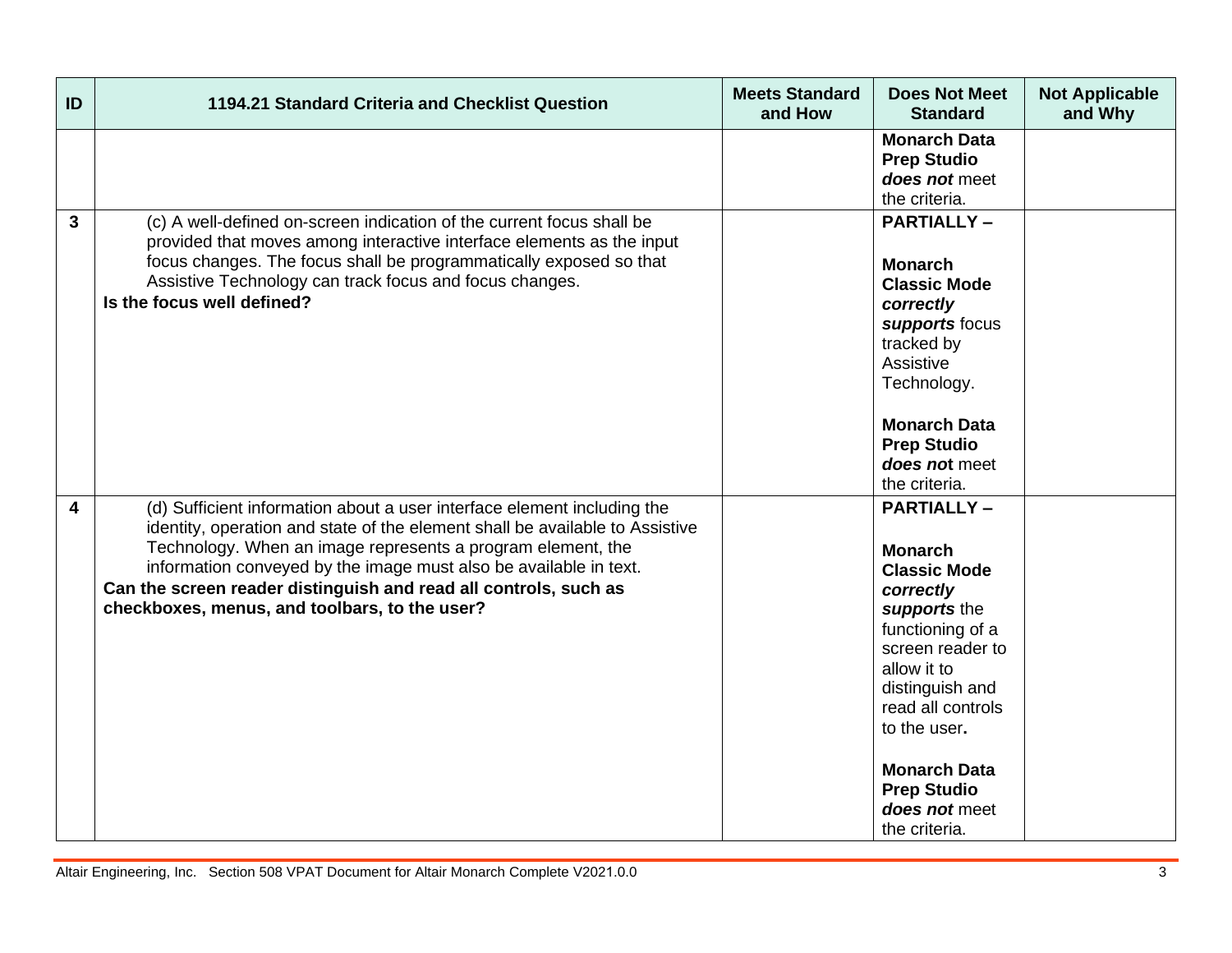| ID | 1194.21 Standard Criteria and Checklist Question | Meets Standard and How | Does Not Meet Standard | Not Applicable and Why |
|---|---|---|---|---|
| | | | **Monarch Data Prep Studio *does not*** meet the criteria. | |
| **3** | (c) A well-defined on-screen indication of the current focus shall be provided that moves among interactive interface elements as the input focus changes. The focus shall be programmatically exposed so that Assistive Technology can track focus and focus changes.<br>**Is the focus well defined?** | | **PARTIALLY –**<br><br>**Monarch Classic Mode *correctly supports*** focus tracked by Assistive Technology.<br><br>**Monarch Data Prep Studio *does not*** meet the criteria. | |
| **4** | (d) Sufficient information about a user interface element including the identity, operation and state of the element shall be available to Assistive Technology. When an image represents a program element, the information conveyed by the image must also be available in text.<br>**Can the screen reader distinguish and read all controls, such as checkboxes, menus, and toolbars, to the user?** | | **PARTIALLY –**<br><br>**Monarch Classic Mode *correctly supports*** the functioning of a screen reader to allow it to distinguish and read all controls to the user**.**<br><br>**Monarch Data Prep Studio *does not*** meet the criteria. | |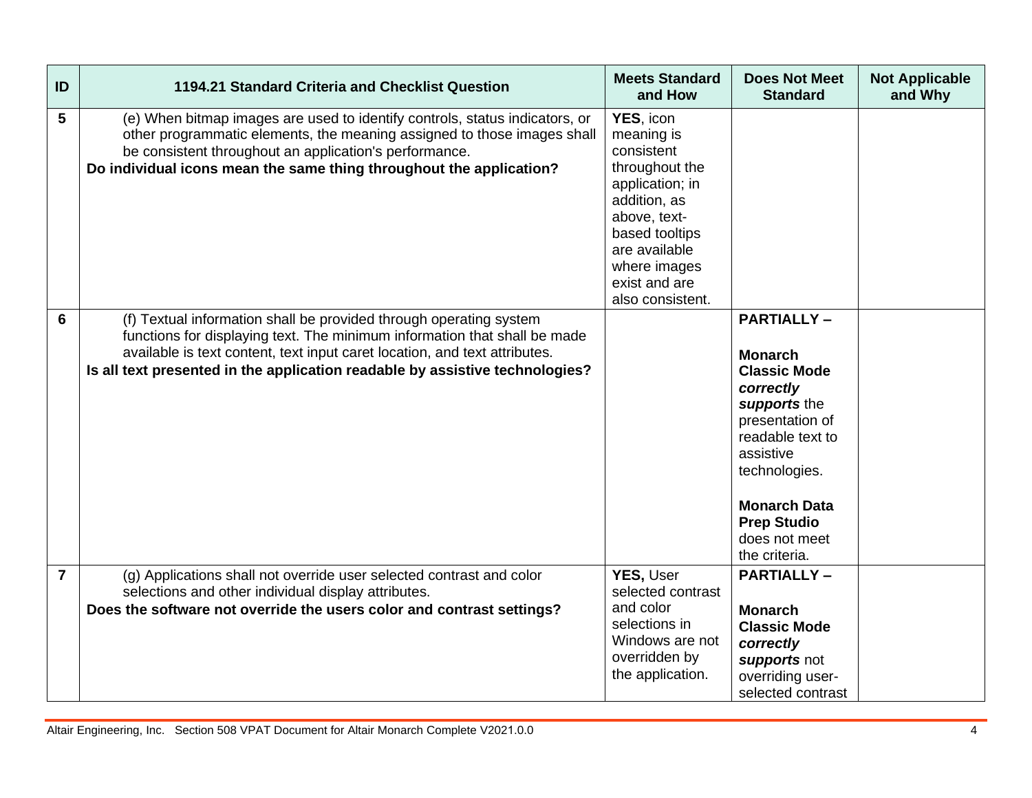| ID | 1194.21 Standard Criteria and Checklist Question | Meets Standard and How | Does Not Meet Standard | Not Applicable and Why |
|---|---|---|---|---|
| 5 | (e) When bitmap images are used to identify controls, status indicators, or other programmatic elements, the meaning assigned to those images shall be consistent throughout an application's performance.<br>**Do individual icons mean the same thing throughout the application?** | **YES**, icon meaning is consistent throughout the application; in addition, as above, text-based tooltips are available where images exist and are also consistent. | | |
| 6 | (f) Textual information shall be provided through operating system functions for displaying text. The minimum information that shall be made available is text content, text input caret location, and text attributes.<br>**Is all text presented in the application readable by assistive technologies?** | | **PARTIALLY –**<br><br>**Monarch Classic Mode** ***correctly supports*** the presentation of readable text to assistive technologies.<br><br>**Monarch Data Prep Studio** does not meet the criteria. | |
| 7 | (g) Applications shall not override user selected contrast and color selections and other individual display attributes.<br>**Does the software not override the users color and contrast settings?** | **YES,** User selected contrast and color selections in Windows are not overridden by the application. | **PARTIALLY –**<br><br>**Monarch Classic Mode** ***correctly supports*** not overriding user-selected contrast | |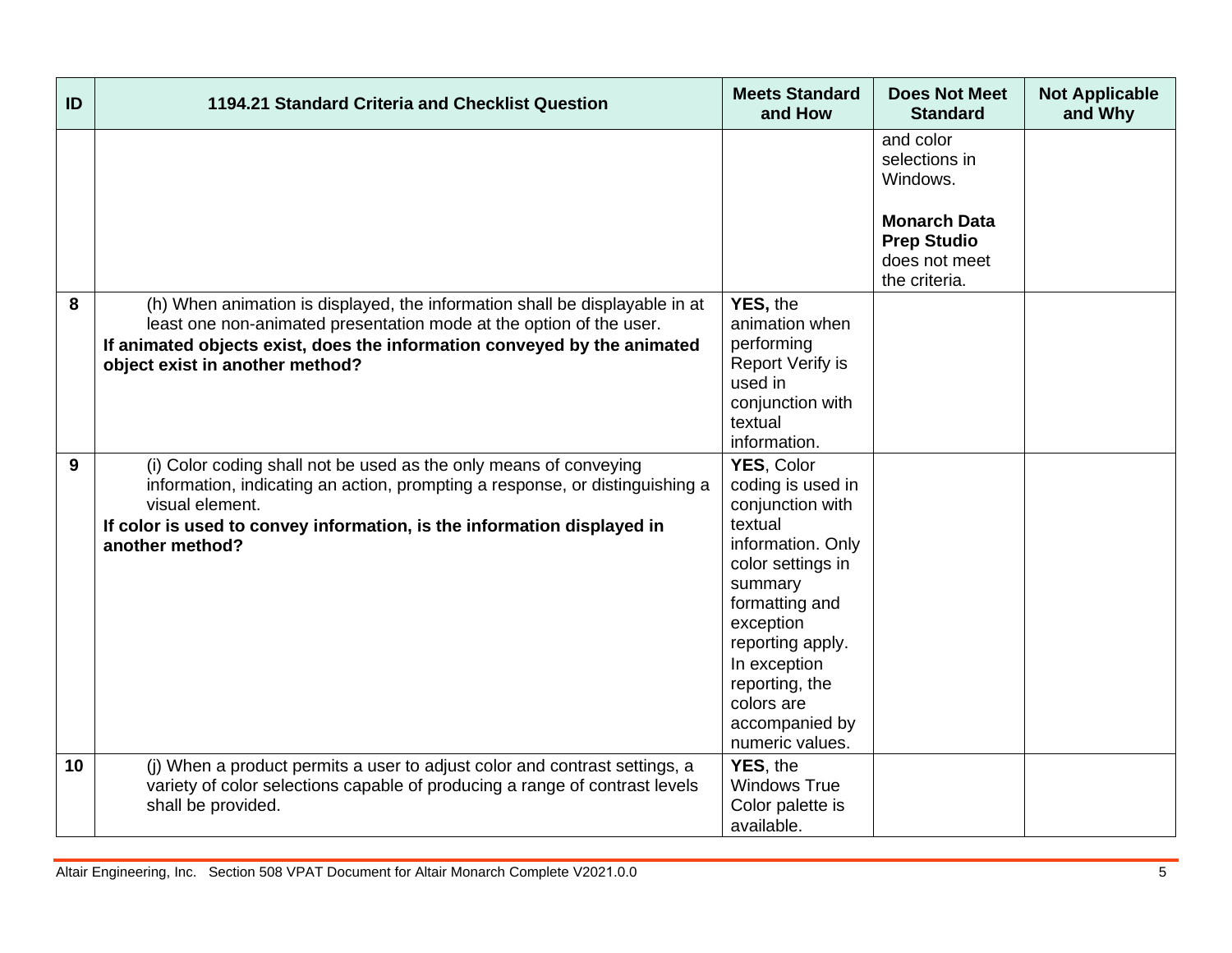| ID | 1194.21 Standard Criteria and Checklist Question | Meets Standard and How | Does Not Meet Standard | Not Applicable and Why |
|---|---|---|---|---|
| | | | and color selections in Windows.<br><br>**Monarch Data Prep Studio** does not meet the criteria. | |
| 8 | (h) When animation is displayed, the information shall be displayable in at least one non-animated presentation mode at the option of the user.<br>**If animated objects exist, does the information conveyed by the animated object exist in another method?** | **YES,** the animation when performing Report Verify is used in conjunction with textual information. | | |
| 9 | (i) Color coding shall not be used as the only means of conveying information, indicating an action, prompting a response, or distinguishing a visual element.<br>**If color is used to convey information, is the information displayed in another method?** | **YES**, Color coding is used in conjunction with textual information. Only color settings in summary formatting and exception reporting apply. In exception reporting, the colors are accompanied by numeric values. | | |
| 10 | (j) When a product permits a user to adjust color and contrast settings, a variety of color selections capable of producing a range of contrast levels shall be provided. | **YES**, the Windows True Color palette is available. | | |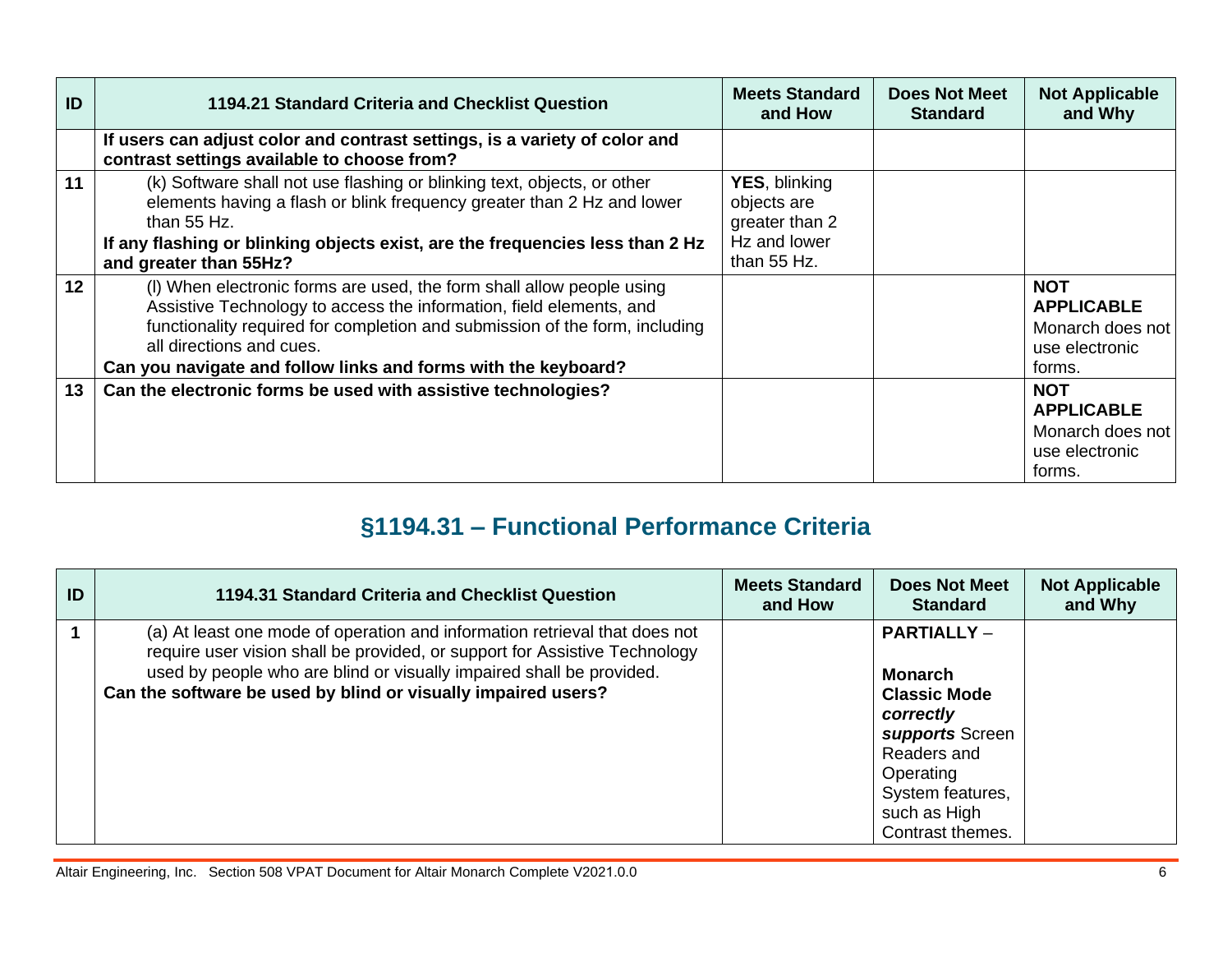| ID | 1194.21 Standard Criteria and Checklist Question | Meets Standard and How | Does Not Meet Standard | Not Applicable and Why |
|---|---|---|---|---|
| | **If users can adjust color and contrast settings, is a variety of color and contrast settings available to choose from?** | | | |
| 11 | (k) Software shall not use flashing or blinking text, objects, or other elements having a flash or blink frequency greater than 2 Hz and lower than 55 Hz.<br>**If any flashing or blinking objects exist, are the frequencies less than 2 Hz and greater than 55Hz?** | **YES**, blinking objects are greater than 2 Hz and lower than 55 Hz. | | |
| 12 | (l) When electronic forms are used, the form shall allow people using Assistive Technology to access the information, field elements, and functionality required for completion and submission of the form, including all directions and cues.<br>**Can you navigate and follow links and forms with the keyboard?** | | | **NOT APPLICABLE** Monarch does not use electronic forms. |
| 13 | **Can the electronic forms be used with assistive technologies?** | | | **NOT APPLICABLE** Monarch does not use electronic forms. |

## §1194.31 – Functional Performance Criteria

| ID | 1194.31 Standard Criteria and Checklist Question | Meets Standard and How | Does Not Meet Standard | Not Applicable and Why |
|---|---|---|---|---|
| 1 | (a) At least one mode of operation and information retrieval that does not require user vision shall be provided, or support for Assistive Technology used by people who are blind or visually impaired shall be provided.<br>**Can the software be used by blind or visually impaired users?** | | **PARTIALLY** –<br><br>**Monarch Classic Mode *correctly supports*** Screen Readers and Operating System features, such as High Contrast themes. | |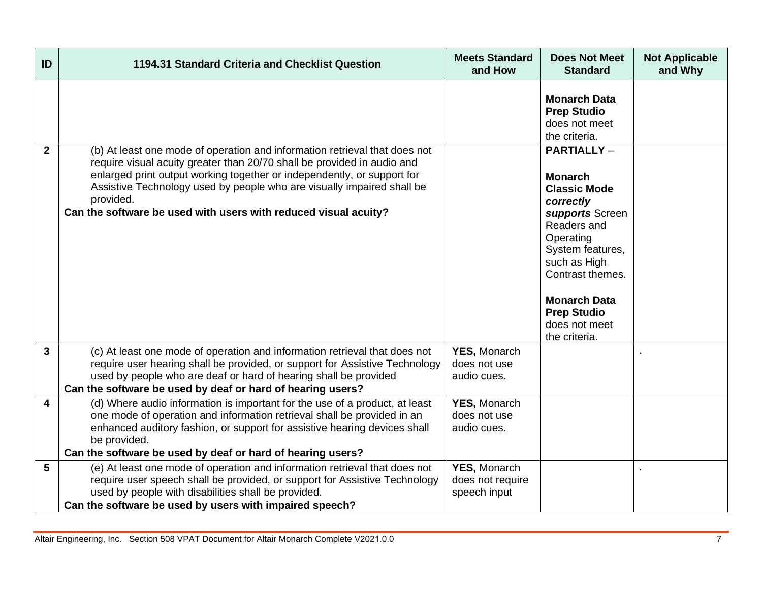| ID | 1194.31 Standard Criteria and Checklist Question | Meets Standard and How | Does Not Meet Standard | Not Applicable and Why |
|---|---|---|---|---|
| | | | **Monarch Data Prep Studio** does not meet the criteria. | |
| **2** | (b) At least one mode of operation and information retrieval that does not require visual acuity greater than 20/70 shall be provided in audio and enlarged print output working together or independently, or support for Assistive Technology used by people who are visually impaired shall be provided.<br>**Can the software be used with users with reduced visual acuity?** | | **PARTIALLY** –<br><br>**Monarch Classic Mode** ***correctly supports*** Screen Readers and Operating System features, such as High Contrast themes.<br><br>**Monarch Data Prep Studio** does not meet the criteria. | |
| **3** | (c) At least one mode of operation and information retrieval that does not require user hearing shall be provided, or support for Assistive Technology used by people who are deaf or hard of hearing shall be provided<br>**Can the software be used by deaf or hard of hearing users?** | **YES,** Monarch does not use audio cues. | | . |
| **4** | (d) Where audio information is important for the use of a product, at least one mode of operation and information retrieval shall be provided in an enhanced auditory fashion, or support for assistive hearing devices shall be provided.<br>**Can the software be used by deaf or hard of hearing users?** | **YES,** Monarch does not use audio cues. | | |
| **5** | (e) At least one mode of operation and information retrieval that does not require user speech shall be provided, or support for Assistive Technology used by people with disabilities shall be provided.<br>**Can the software be used by users with impaired speech?** | **YES,** Monarch does not require speech input | | . |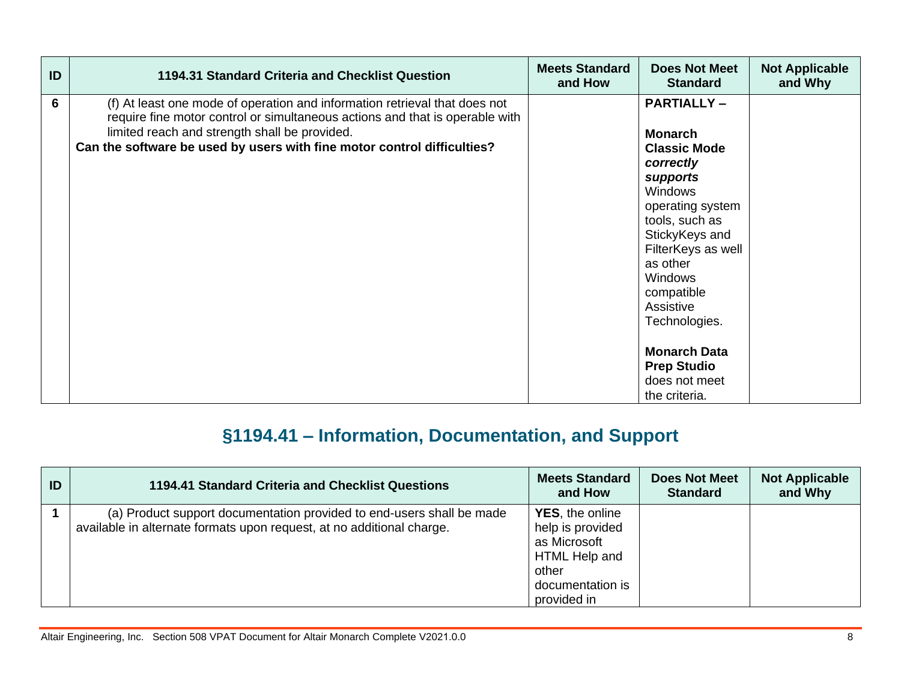| ID | 1194.31 Standard Criteria and Checklist Question | Meets Standard and How | Does Not Meet Standard | Not Applicable and Why |
|---|---|---|---|---|
| 6 | (f) At least one mode of operation and information retrieval that does not require fine motor control or simultaneous actions and that is operable with limited reach and strength shall be provided.<br>**Can the software be used by users with fine motor control difficulties?** | | **PARTIALLY –**<br><br>**Monarch Classic Mode** ***correctly supports*** Windows operating system tools, such as StickyKeys and FilterKeys as well as other Windows compatible Assistive Technologies.<br><br>**Monarch Data Prep Studio** does not meet the criteria. | |

## §1194.41 – Information, Documentation, and Support

| ID | 1194.41 Standard Criteria and Checklist Questions | Meets Standard and How | Does Not Meet Standard | Not Applicable and Why |
|---|---|---|---|---|
| 1 | (a) Product support documentation provided to end-users shall be made available in alternate formats upon request, at no additional charge. | **YES**, the online help is provided as Microsoft HTML Help and other documentation is provided in | | |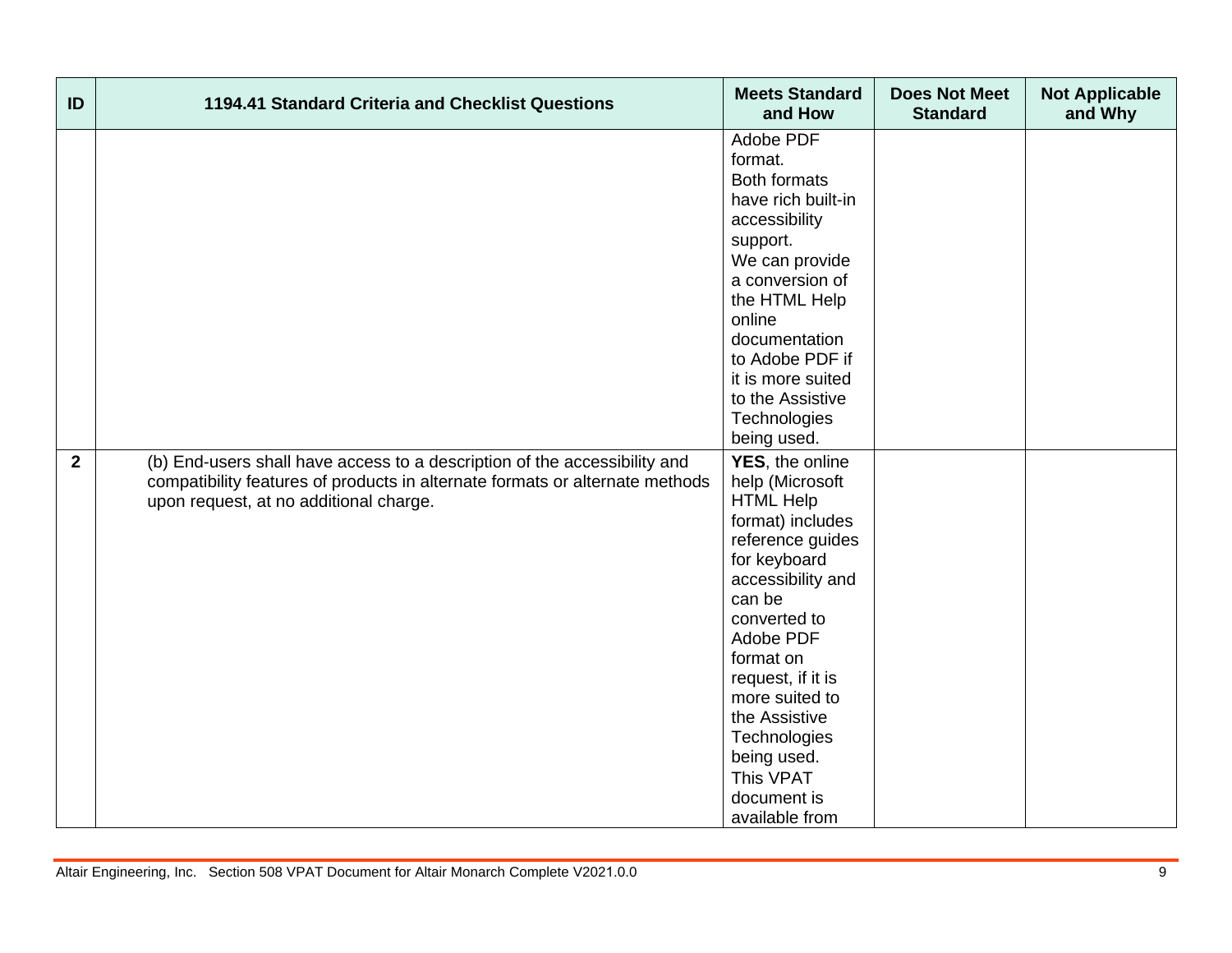| ID | 1194.41 Standard Criteria and Checklist Questions | Meets Standard and How | Does Not Meet Standard | Not Applicable and Why |
|---|---|---|---|---|
| | | Adobe PDF format. Both formats have rich built-in accessibility support. We can provide a conversion of the HTML Help online documentation to Adobe PDF if it is more suited to the Assistive Technologies being used. | | |
| **2** | (b) End-users shall have access to a description of the accessibility and compatibility features of products in alternate formats or alternate methods upon request, at no additional charge. | **YES**, the online help (Microsoft HTML Help format) includes reference guides for keyboard accessibility and can be converted to Adobe PDF format on request, if it is more suited to the Assistive Technologies being used. This VPAT document is available from | | |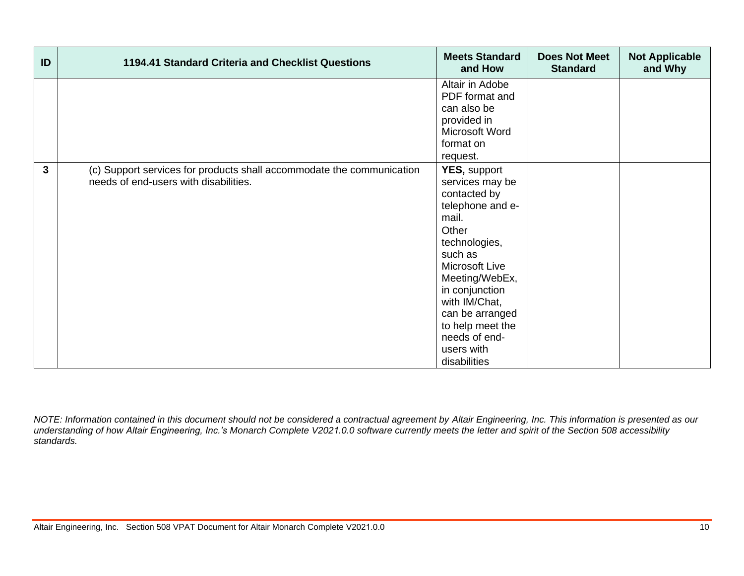| ID | 1194.41 Standard Criteria and Checklist Questions | Meets Standard and How | Does Not Meet Standard | Not Applicable and Why |
|---|---|---|---|---|
| | | Altair in Adobe PDF format and can also be provided in Microsoft Word format on request. | | |
| **3** | (c) Support services for products shall accommodate the communication needs of end-users with disabilities. | **YES,** support services may be contacted by telephone and e-mail. Other technologies, such as Microsoft Live Meeting/WebEx, in conjunction with IM/Chat, can be arranged to help meet the needs of end-users with disabilities | | |

*NOTE: Information contained in this document should not be considered a contractual agreement by Altair Engineering, Inc. This information is presented as our understanding of how Altair Engineering, Inc.'s Monarch Complete V2021.0.0 software currently meets the letter and spirit of the Section 508 accessibility standards.*